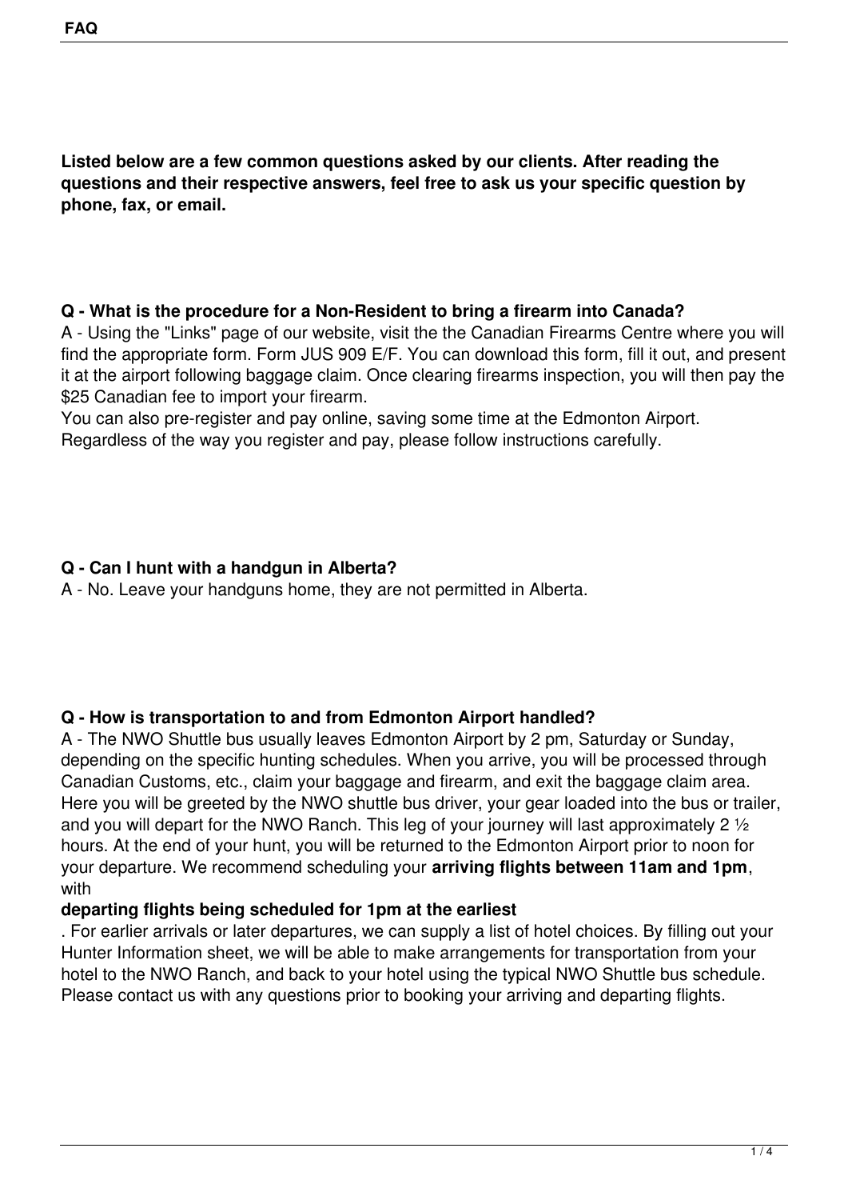# FAQ

**Listed below are a few common questions asked by our clients. After reading the questions and their respective answers, feel free to ask us your specific question by phone, fax, or email.**

**Q - What is the procedure for a Non-Resident to bring a firearm into Canada?**

A - Using the "Links" page of our website, visit the the Canadian Firearms Centre where you will find the appropriate form. Form JUS 909 E/F. You can download this form, fill it out, and present it at the airport following baggage claim. Once clearing firearms inspection, you will then pay the $25 Canadian fee to import your firearm.

You can also pre-register and pay online, saving some time at the Edmonton Airport. Regardless of the way you register and pay, please follow instructions carefully.

**Q - Can I hunt with a handgun in Alberta?**

A - No. Leave your handguns home, they are not permitted in Alberta.

**Q - How is transportation to and from Edmonton Airport handled?**

A - The NWO Shuttle bus usually leaves Edmonton Airport by 2 pm, Saturday or Sunday, depending on the specific hunting schedules. When you arrive, you will be processed through Canadian Customs, etc., claim your baggage and firearm, and exit the baggage claim area. Here you will be greeted by the NWO shuttle bus driver, your gear loaded into the bus or trailer, and you will depart for the NWO Ranch. This leg of your journey will last approximately 2 ½ hours. At the end of your hunt, you will be returned to the Edmonton Airport prior to noon for your departure. We recommend scheduling your **arriving flights between 11am and 1pm**, with **departing flights being scheduled for 1pm at the earliest**. For earlier arrivals or later departures, we can supply a list of hotel choices. By filling out your Hunter Information sheet, we will be able to make arrangements for transportation from your hotel to the NWO Ranch, and back to your hotel using the typical NWO Shuttle bus schedule. Please contact us with any questions prior to booking your arriving and departing flights.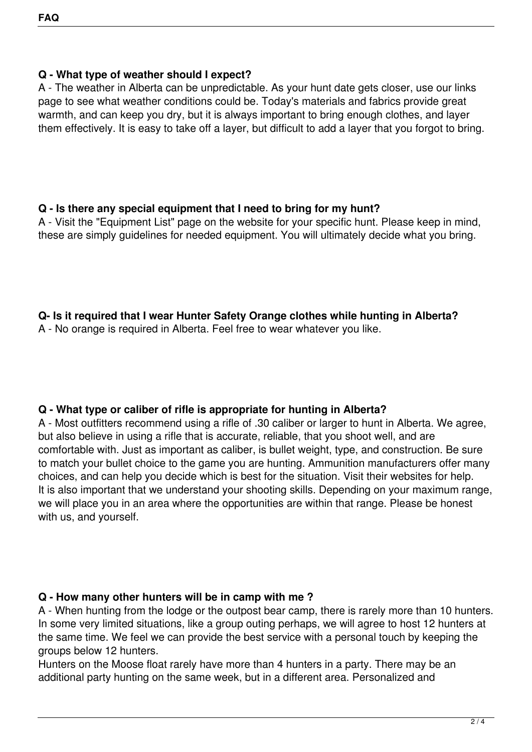**Q - What type of weather should I expect?**

A - The weather in Alberta can be unpredictable. As your hunt date gets closer, use our links page to see what weather conditions could be. Today's materials and fabrics provide great warmth, and can keep you dry, but it is always important to bring enough clothes, and layer them effectively. It is easy to take off a layer, but difficult to add a layer that you forgot to bring.

**Q - Is there any special equipment that I need to bring for my hunt?**

A - Visit the "Equipment List" page on the website for your specific hunt. Please keep in mind, these are simply guidelines for needed equipment. You will ultimately decide what you bring.

**Q- Is it required that I wear Hunter Safety Orange clothes while hunting in Alberta?**

A - No orange is required in Alberta. Feel free to wear whatever you like.

**Q - What type or caliber of rifle is appropriate for hunting in Alberta?**

A - Most outfitters recommend using a rifle of .30 caliber or larger to hunt in Alberta. We agree, but also believe in using a rifle that is accurate, reliable, that you shoot well, and are comfortable with. Just as important as caliber, is bullet weight, type, and construction. Be sure to match your bullet choice to the game you are hunting. Ammunition manufacturers offer many choices, and can help you decide which is best for the situation. Visit their websites for help.
It is also important that we understand your shooting skills. Depending on your maximum range, we will place you in an area where the opportunities are within that range. Please be honest with us, and yourself.

**Q - How many other hunters will be in camp with me ?**

A - When hunting from the lodge or the outpost bear camp, there is rarely more than 10 hunters. In some very limited situations, like a group outing perhaps, we will agree to host 12 hunters at the same time. We feel we can provide the best service with a personal touch by keeping the groups below 12 hunters.

Hunters on the Moose float rarely have more than 4 hunters in a party. There may be an additional party hunting on the same week, but in a different area. Personalized and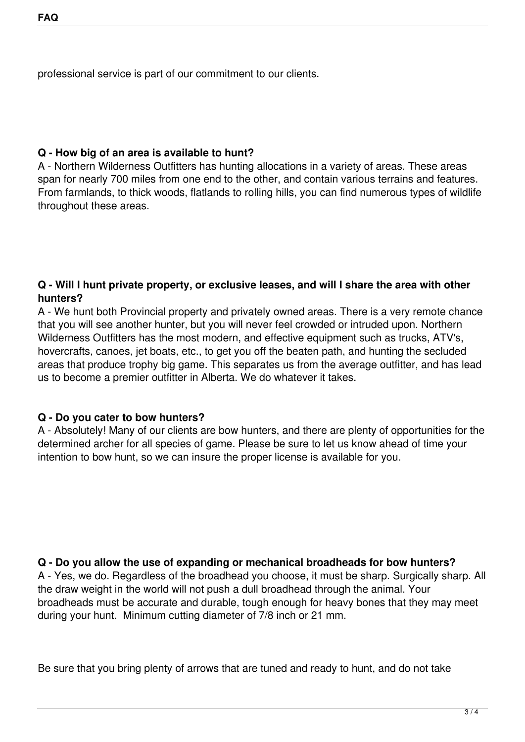professional service is part of our commitment to our clients.

**Q - How big of an area is available to hunt?**

A - Northern Wilderness Outfitters has hunting allocations in a variety of areas. These areas span for nearly 700 miles from one end to the other, and contain various terrains and features. From farmlands, to thick woods, flatlands to rolling hills, you can find numerous types of wildlife throughout these areas.

**Q - Will I hunt private property, or exclusive leases, and will I share the area with other hunters?**

A - We hunt both Provincial property and privately owned areas. There is a very remote chance that you will see another hunter, but you will never feel crowded or intruded upon. Northern Wilderness Outfitters has the most modern, and effective equipment such as trucks, ATV's, hovercrafts, canoes, jet boats, etc., to get you off the beaten path, and hunting the secluded areas that produce trophy big game. This separates us from the average outfitter, and has lead us to become a premier outfitter in Alberta. We do whatever it takes.

**Q - Do you cater to bow hunters?**

A - Absolutely! Many of our clients are bow hunters, and there are plenty of opportunities for the determined archer for all species of game. Please be sure to let us know ahead of time your intention to bow hunt, so we can insure the proper license is available for you.

**Q - Do you allow the use of expanding or mechanical broadheads for bow hunters?**

A - Yes, we do. Regardless of the broadhead you choose, it must be sharp. Surgically sharp. All the draw weight in the world will not push a dull broadhead through the animal. Your broadheads must be accurate and durable, tough enough for heavy bones that they may meet during your hunt. Minimum cutting diameter of 7/8 inch or 21 mm.

Be sure that you bring plenty of arrows that are tuned and ready to hunt, and do not take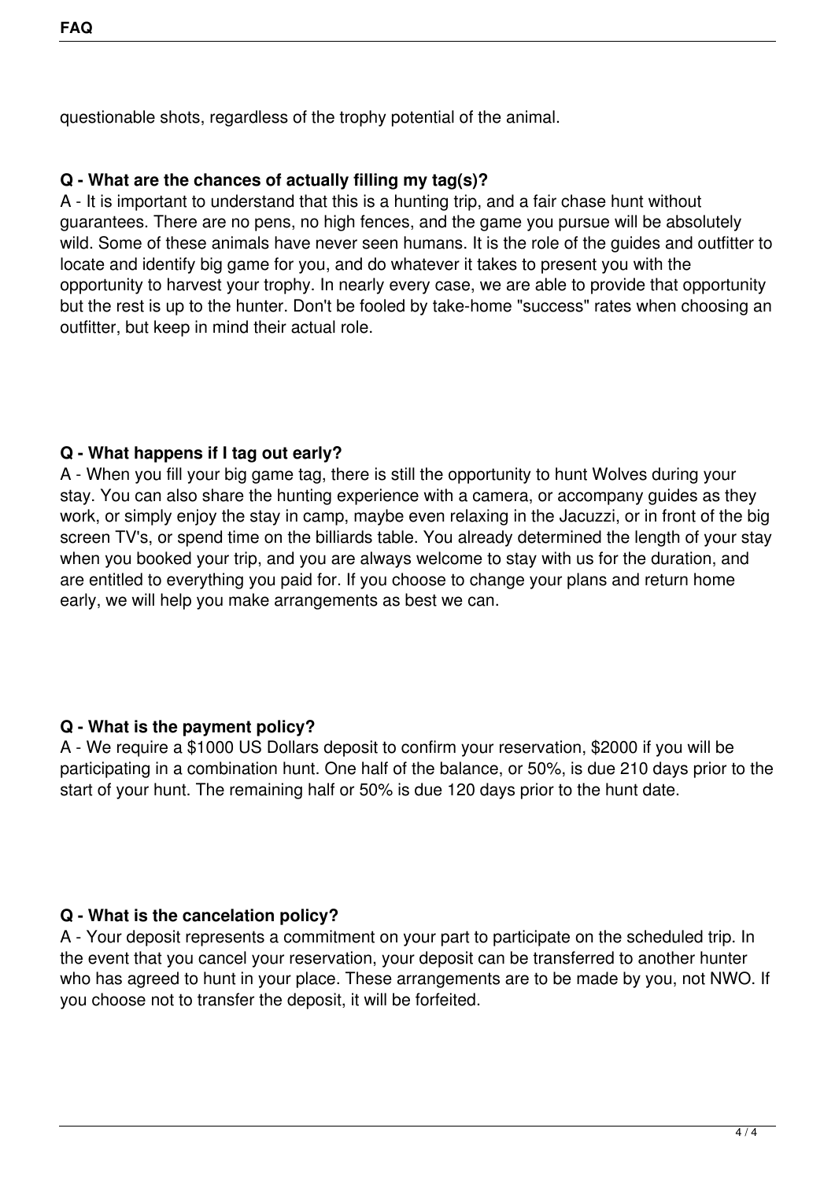questionable shots, regardless of the trophy potential of the animal.

**Q - What are the chances of actually filling my tag(s)?**
A - It is important to understand that this is a hunting trip, and a fair chase hunt without guarantees. There are no pens, no high fences, and the game you pursue will be absolutely wild. Some of these animals have never seen humans. It is the role of the guides and outfitter to locate and identify big game for you, and do whatever it takes to present you with the opportunity to harvest your trophy. In nearly every case, we are able to provide that opportunity but the rest is up to the hunter. Don't be fooled by take-home "success" rates when choosing an outfitter, but keep in mind their actual role.

**Q - What happens if I tag out early?**
A - When you fill your big game tag, there is still the opportunity to hunt Wolves during your stay. You can also share the hunting experience with a camera, or accompany guides as they work, or simply enjoy the stay in camp, maybe even relaxing in the Jacuzzi, or in front of the big screen TV's, or spend time on the billiards table. You already determined the length of your stay when you booked your trip, and you are always welcome to stay with us for the duration, and are entitled to everything you paid for. If you choose to change your plans and return home early, we will help you make arrangements as best we can.

**Q - What is the payment policy?**
A - We require a $1000 US Dollars deposit to confirm your reservation, $2000 if you will be participating in a combination hunt. One half of the balance, or 50%, is due 210 days prior to the start of your hunt. The remaining half or 50% is due 120 days prior to the hunt date.

**Q - What is the cancelation policy?**
A - Your deposit represents a commitment on your part to participate on the scheduled trip. In the event that you cancel your reservation, your deposit can be transferred to another hunter who has agreed to hunt in your place. These arrangements are to be made by you, not NWO. If you choose not to transfer the deposit, it will be forfeited.